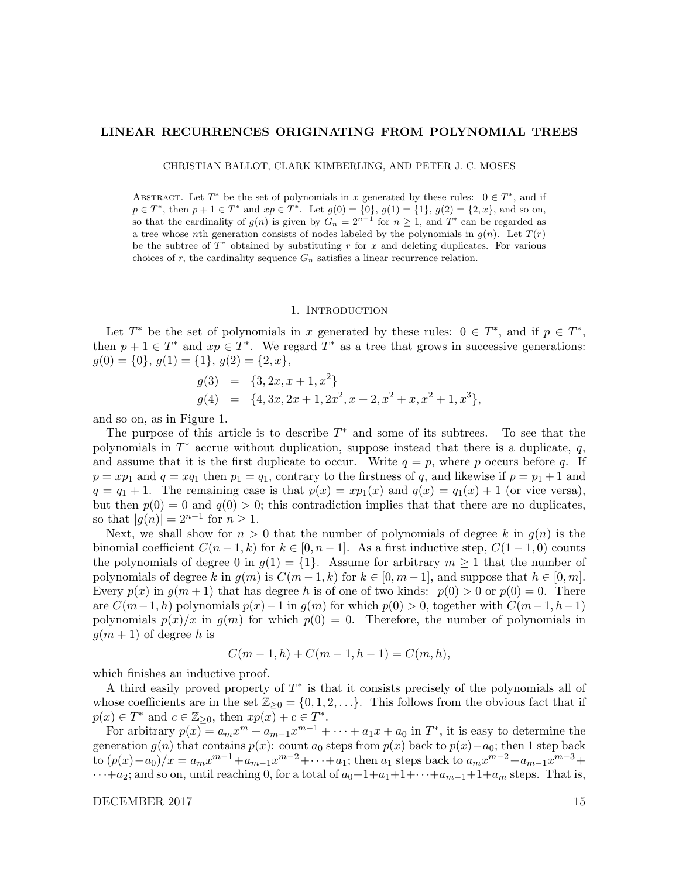# LINEAR RECURRENCES ORIGINATING FROM POLYNOMIAL TREES

CHRISTIAN BALLOT, CLARK KIMBERLING, AND PETER J. C. MOSES

Abstract. Let $T^*$ be the set of polynomials in $x$ generated by these rules: $0 \in T^*$, and if $p \in T^*$, then $p+1 \in T^*$ and $xp \in T^*$. Let $g(0) = \{0\}$, $g(1) = \{1\}$, $g(2) = \{2, x\}$, and so on, so that the cardinality of $g(n)$ is given by $G_n = 2^{n-1}$ for $n \geq 1$, and $T^*$ can be regarded as a tree whose $n$th generation consists of nodes labeled by the polynomials in $g(n)$. Let $T(r)$ be the subtree of $T^*$ obtained by substituting $r$ for $x$ and deleting duplicates. For various choices of $r$, the cardinality sequence $G_n$ satisfies a linear recurrence relation.

## 1. Introduction

Let $T^*$ be the set of polynomials in $x$ generated by these rules: $0 \in T^*$, and if $p \in T^*$, then $p+1 \in T^*$ and $xp \in T^*$. We regard $T^*$ as a tree that grows in successive generations: $g(0) = \{0\}$, $g(1) = \{1\}$, $g(2) = \{2, x\}$,

$$\begin{aligned} g(3) &= \{3, 2x, x+1, x^2\} \\ g(4) &= \{4, 3x, 2x+1, 2x^2, x+2, x^2+x, x^2+1, x^3\}, \end{aligned}$$

and so on, as in Figure 1.

The purpose of this article is to describe $T^*$ and some of its subtrees. To see that the polynomials in $T^*$ accrue without duplication, suppose instead that there is a duplicate, $q$, and assume that it is the first duplicate to occur. Write $q = p$, where $p$ occurs before $q$. If $p = xp_1$ and $q = xq_1$ then $p_1 = q_1$, contrary to the firstness of $q$, and likewise if $p = p_1 + 1$ and $q = q_1 + 1$. The remaining case is that $p(x) = xp_1(x)$ and $q(x) = q_1(x) + 1$ (or vice versa), but then $p(0) = 0$ and $q(0) > 0$; this contradiction implies that that there are no duplicates, so that $|g(n)| = 2^{n-1}$ for $n \geq 1$.

Next, we shall show for $n > 0$ that the number of polynomials of degree $k$ in $g(n)$ is the binomial coefficient $C(n-1, k)$ for $k \in [0, n-1]$. As a first inductive step, $C(1-1, 0)$ counts the polynomials of degree 0 in $g(1) = \{1\}$. Assume for arbitrary $m \geq 1$ that the number of polynomials of degree $k$ in $g(m)$ is $C(m-1, k)$ for $k \in [0, m-1]$, and suppose that $h \in [0, m]$. Every $p(x)$ in $g(m+1)$ that has degree $h$ is of one of two kinds: $p(0) > 0$ or $p(0) = 0$. There are $C(m-1, h)$ polynomials $p(x) - 1$ in $g(m)$ for which $p(0) > 0$, together with $C(m-1, h-1)$ polynomials $p(x)/x$ in $g(m)$ for which $p(0) = 0$. Therefore, the number of polynomials in $g(m+1)$ of degree $h$ is

$$C(m-1, h) + C(m-1, h-1) = C(m, h),$$

which finishes an inductive proof.

A third easily proved property of $T^*$ is that it consists precisely of the polynomials all of whose coefficients are in the set $\mathbb{Z}_{\geq 0} = \{0, 1, 2, \ldots\}$. This follows from the obvious fact that if $p(x) \in T^*$ and $c \in \mathbb{Z}_{\geq 0}$, then $xp(x) + c \in T^*$.

For arbitrary $p(x) = a_m x^m + a_{m-1} x^{m-1} + \cdots + a_1 x + a_0$ in $T^*$, it is easy to determine the generation $g(n)$ that contains $p(x)$: count $a_0$ steps from $p(x)$ back to $p(x) - a_0$; then 1 step back to $(p(x) - a_0)/x = a_m x^{m-1} + a_{m-1} x^{m-2} + \cdots + a_1$; then $a_1$ steps back to $a_m x^{m-2} + a_{m-1} x^{m-3} + \cdots + a_2$; and so on, until reaching 0, for a total of $a_0 + 1 + a_1 + 1 + \cdots + a_{m-1} + 1 + a_m$ steps. That is,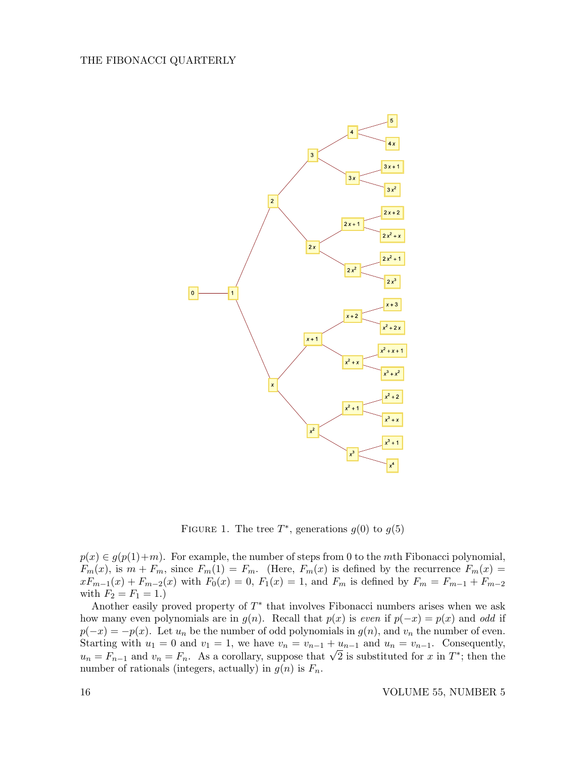FIGURE 1. The tree $T^*$, generations $g(0)$ to $g(5)$

$p(x) \in g(p(1)+m)$. For example, the number of steps from 0 to the $m$th Fibonacci polynomial, $F_m(x)$, is $m + F_m$, since $F_m(1) = F_m$. (Here, $F_m(x)$ is defined by the recurrence $F_m(x) = xF_{m-1}(x) + F_{m-2}(x)$ with $F_0(x) = 0$, $F_1(x) = 1$, and $F_m$ is defined by $F_m = F_{m-1} + F_{m-2}$ with $F_2 = F_1 = 1$.)

Another easily proved property of $T^*$ that involves Fibonacci numbers arises when we ask how many even polynomials are in $g(n)$. Recall that $p(x)$ is *even* if $p(-x) = p(x)$ and *odd* if $p(-x) = -p(x)$. Let $u_n$ be the number of odd polynomials in $g(n)$, and $v_n$ the number of even. Starting with $u_1 = 0$ and $v_1 = 1$, we have $v_n = v_{n-1} + u_{n-1}$ and $u_n = v_{n-1}$. Consequently, $u_n = F_{n-1}$ and $v_n = F_n$. As a corollary, suppose that $\sqrt{2}$ is substituted for $x$ in $T^*$; then the number of rationals (integers, actually) in $g(n)$ is $F_n$.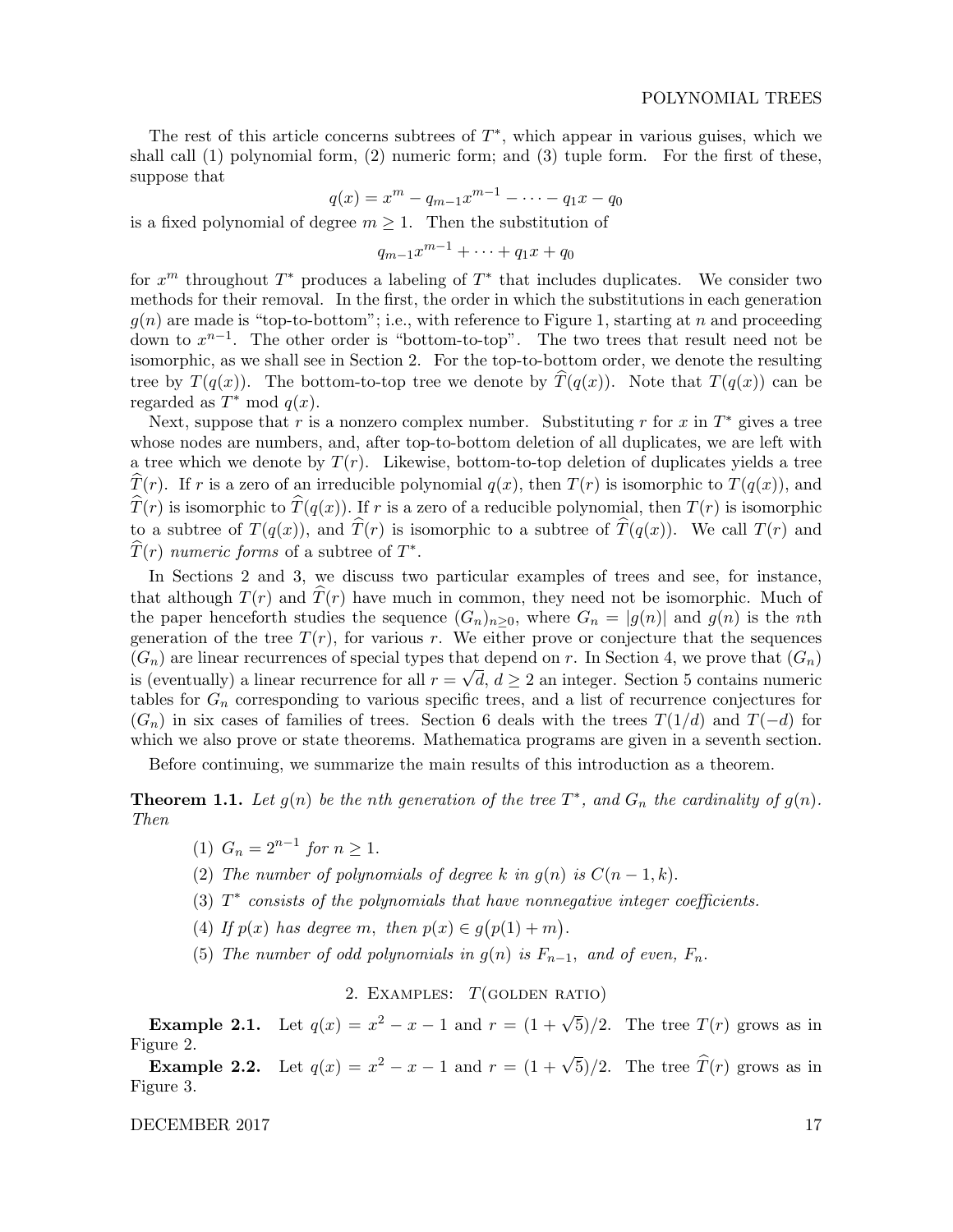The rest of this article concerns subtrees of $T^*$, which appear in various guises, which we shall call (1) polynomial form, (2) numeric form; and (3) tuple form. For the first of these, suppose that

$$q(x) = x^m - q_{m-1}x^{m-1} - \cdots - q_1 x - q_0$$

is a fixed polynomial of degree $m \geq 1$. Then the substitution of

$$q_{m-1}x^{m-1} + \cdots + q_1 x + q_0$$

for $x^m$ throughout $T^*$ produces a labeling of $T^*$ that includes duplicates. We consider two methods for their removal. In the first, the order in which the substitutions in each generation $g(n)$ are made is "top-to-bottom"; i.e., with reference to Figure 1, starting at $n$ and proceeding down to $x^{n-1}$. The other order is "bottom-to-top". The two trees that result need not be isomorphic, as we shall see in Section 2. For the top-to-bottom order, we denote the resulting tree by $T(q(x))$. The bottom-to-top tree we denote by $\widehat{T}(q(x))$. Note that $T(q(x))$ can be regarded as $T^*$ mod $q(x)$.

Next, suppose that $r$ is a nonzero complex number. Substituting $r$ for $x$ in $T^*$ gives a tree whose nodes are numbers, and, after top-to-bottom deletion of all duplicates, we are left with a tree which we denote by $T(r)$. Likewise, bottom-to-top deletion of duplicates yields a tree $\widehat{T}(r)$. If $r$ is a zero of an irreducible polynomial $q(x)$, then $T(r)$ is isomorphic to $T(q(x))$, and $\widehat{T}(r)$ is isomorphic to $\widehat{T}(q(x))$. If $r$ is a zero of a reducible polynomial, then $T(r)$ is isomorphic to a subtree of $T(q(x))$, and $\widehat{T}(r)$ is isomorphic to a subtree of $\widehat{T}(q(x))$. We call $T(r)$ and $\widehat{T}(r)$ *numeric forms* of a subtree of $T^*$.

In Sections 2 and 3, we discuss two particular examples of trees and see, for instance, that although $T(r)$ and $\widehat{T}(r)$ have much in common, they need not be isomorphic. Much of the paper henceforth studies the sequence $(G_n)_{n\geq 0}$, where $G_n = |g(n)|$ and $g(n)$ is the $n$th generation of the tree $T(r)$, for various $r$. We either prove or conjecture that the sequences $(G_n)$ are linear recurrences of special types that depend on $r$. In Section 4, we prove that $(G_n)$ is (eventually) a linear recurrence for all $r = \sqrt{d}$, $d \geq 2$ an integer. Section 5 contains numeric tables for $G_n$ corresponding to various specific trees, and a list of recurrence conjectures for $(G_n)$ in six cases of families of trees. Section 6 deals with the trees $T(1/d)$ and $T(-d)$ for which we also prove or state theorems. Mathematica programs are given in a seventh section.

Before continuing, we summarize the main results of this introduction as a theorem.

**Theorem 1.1.** *Let $g(n)$ be the nth generation of the tree $T^*$, and $G_n$ the cardinality of $g(n)$. Then*

1. $G_n = 2^{n-1}$ *for* $n \geq 1$.
2. *The number of polynomials of degree $k$ in $g(n)$ is $C(n-1, k)$.*
3. *$T^*$ consists of the polynomials that have nonnegative integer coefficients.*
4. *If $p(x)$ has degree $m$, then $p(x) \in g\big(p(1) + m\big)$.*
5. *The number of odd polynomials in $g(n)$ is $F_{n-1}$, and of even, $F_n$.*

## 2. Examples: $T$(golden ratio)

**Example 2.1.** Let $q(x) = x^2 - x - 1$ and $r = (1 + \sqrt{5})/2$. The tree $T(r)$ grows as in Figure 2.

**Example 2.2.** Let $q(x) = x^2 - x - 1$ and $r = (1 + \sqrt{5})/2$. The tree $\widehat{T}(r)$ grows as in Figure 3.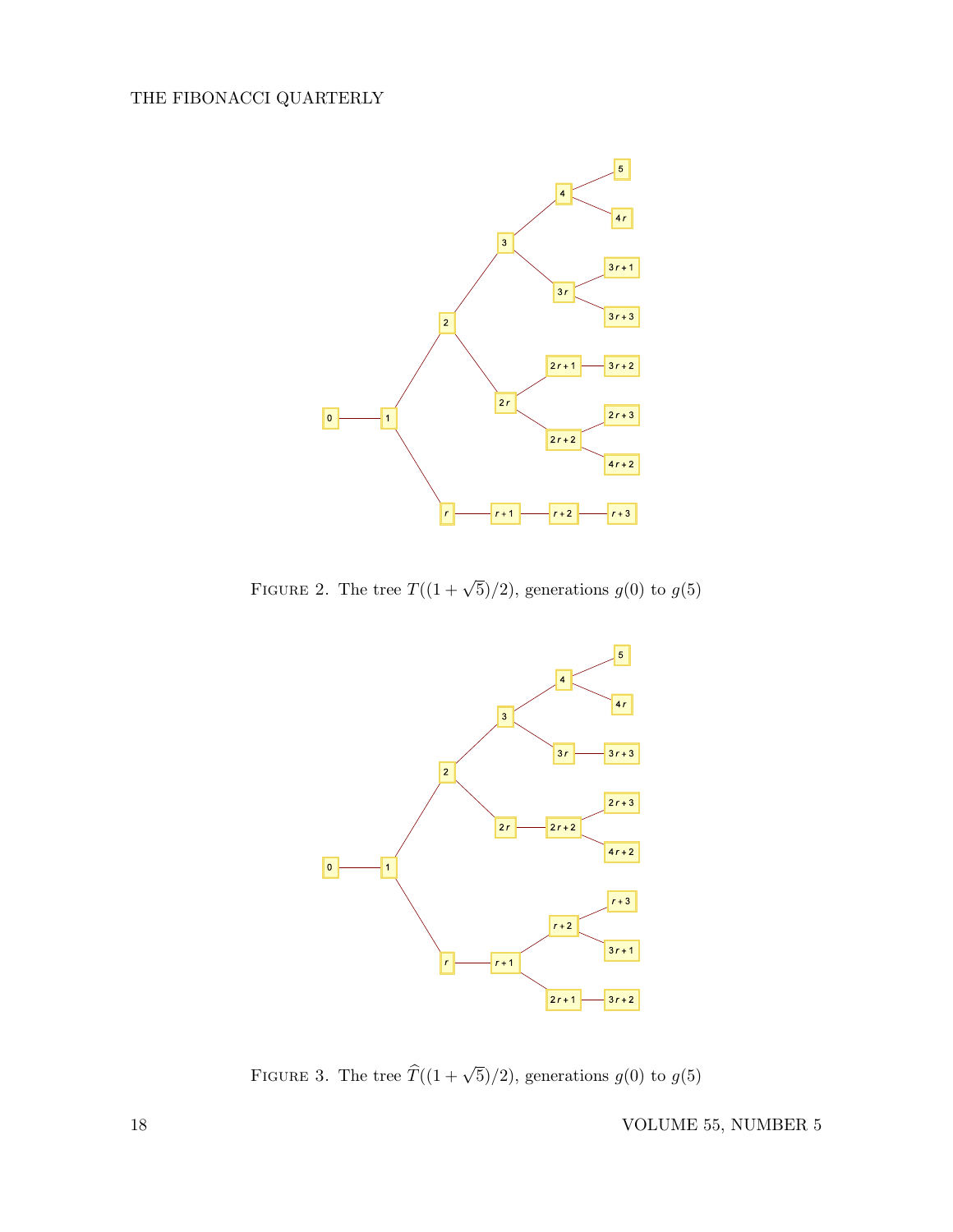FIGURE 2. The tree $T((1+\sqrt{5})/2)$, generations $g(0)$ to $g(5)$

FIGURE 3. The tree $\widehat{T}((1+\sqrt{5})/2)$, generations $g(0)$ to $g(5)$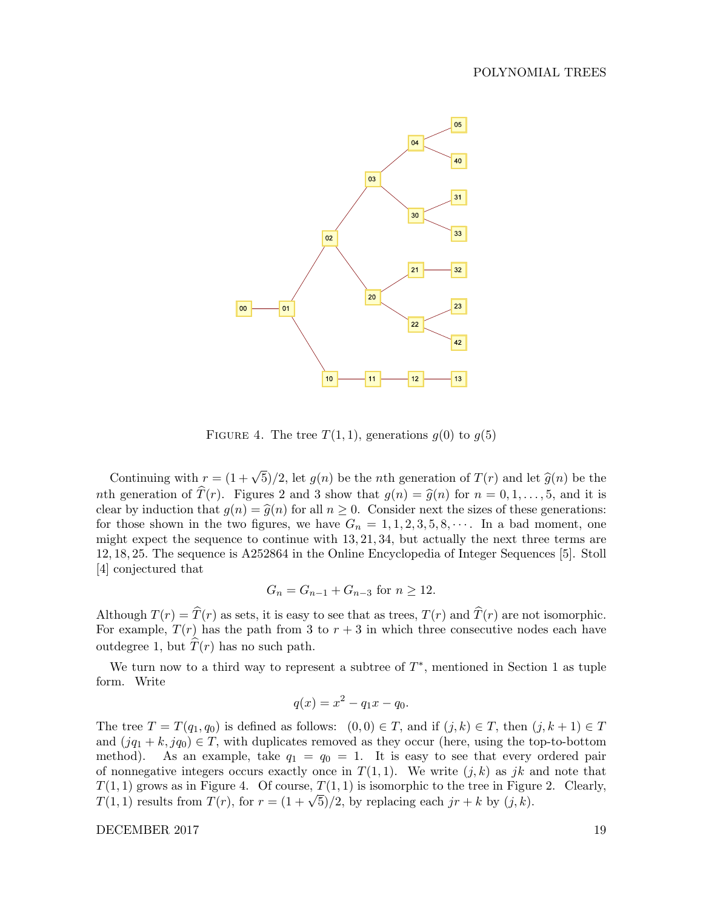FIGURE 4. The tree $T(1,1)$, generations $g(0)$ to $g(5)$

Continuing with $r = (1+\sqrt{5})/2$, let $g(n)$ be the $n$th generation of $T(r)$ and let $\widehat{g}(n)$ be the $n$th generation of $\widehat{T}(r)$. Figures 2 and 3 show that $g(n) = \widehat{g}(n)$ for $n = 0, 1, \ldots, 5$, and it is clear by induction that $g(n) = \widehat{g}(n)$ for all $n \geq 0$. Consider next the sizes of these generations: for those shown in the two figures, we have $G_n = 1, 1, 2, 3, 5, 8, \cdots$. In a bad moment, one might expect the sequence to continue with $13, 21, 34$, but actually the next three terms are $12, 18, 25$. The sequence is A252864 in the Online Encyclopedia of Integer Sequences [5]. Stoll [4] conjectured that

$$G_n = G_{n-1} + G_{n-3} \text{ for } n \geq 12.$$

Although $T(r) = \widehat{T}(r)$ as sets, it is easy to see that as trees, $T(r)$ and $\widehat{T}(r)$ are not isomorphic. For example, $T(r)$ has the path from 3 to $r+3$ in which three consecutive nodes each have outdegree 1, but $\widehat{T}(r)$ has no such path.

We turn now to a third way to represent a subtree of $T^*$, mentioned in Section 1 as tuple form. Write

$$q(x) = x^2 - q_1 x - q_0.$$

The tree $T = T(q_1, q_0)$ is defined as follows: $(0,0) \in T$, and if $(j,k) \in T$, then $(j, k+1) \in T$ and $(jq_1 + k, jq_0) \in T$, with duplicates removed as they occur (here, using the top-to-bottom method). As an example, take $q_1 = q_0 = 1$. It is easy to see that every ordered pair of nonnegative integers occurs exactly once in $T(1,1)$. We write $(j,k)$ as $jk$ and note that $T(1,1)$ grows as in Figure 4. Of course, $T(1,1)$ is isomorphic to the tree in Figure 2. Clearly, $T(1,1)$ results from $T(r)$, for $r = (1+\sqrt{5})/2$, by replacing each $jr + k$ by $(j,k)$.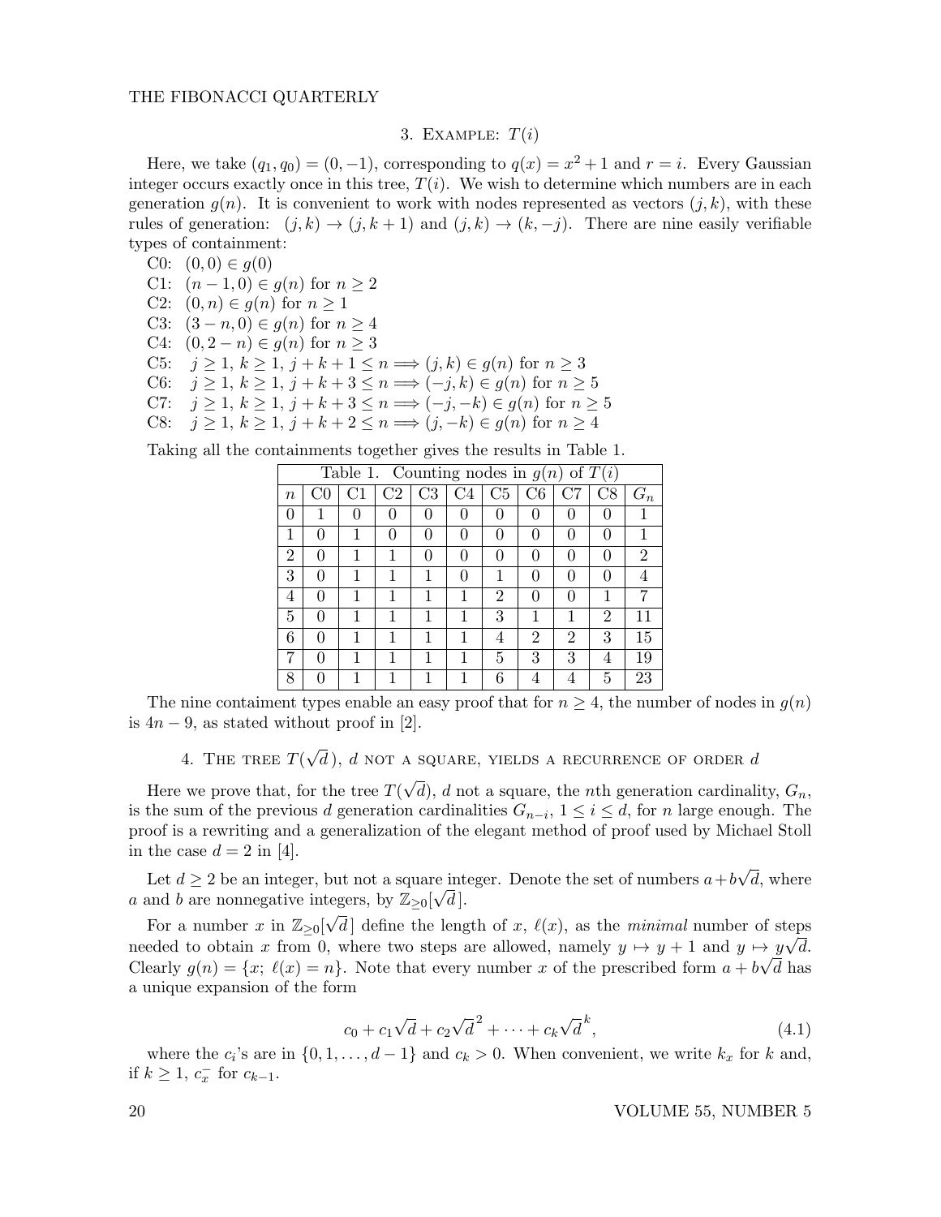## 3. Example: $T(i)$

Here, we take $(q_1, q_0) = (0, -1)$, corresponding to $q(x) = x^2 + 1$ and $r = i$. Every Gaussian integer occurs exactly once in this tree, $T(i)$. We wish to determine which numbers are in each generation $g(n)$. It is convenient to work with nodes represented as vectors $(j, k)$, with these rules of generation: $(j, k) \to (j, k+1)$ and $(j, k) \to (k, -j)$. There are nine easily verifiable types of containment:

C0: $(0, 0) \in g(0)$
C1: $(n-1, 0) \in g(n)$ for $n \geq 2$
C2: $(0, n) \in g(n)$ for $n \geq 1$
C3: $(3-n, 0) \in g(n)$ for $n \geq 4$
C4: $(0, 2-n) \in g(n)$ for $n \geq 3$
C5: $j \geq 1,\ k \geq 1,\ j+k+1 \leq n \Longrightarrow (j, k) \in g(n)$ for $n \geq 3$
C6: $j \geq 1,\ k \geq 1,\ j+k+3 \leq n \Longrightarrow (-j, k) \in g(n)$ for $n \geq 5$
C7: $j \geq 1,\ k \geq 1,\ j+k+3 \leq n \Longrightarrow (-j, -k) \in g(n)$ for $n \geq 5$
C8: $j \geq 1,\ k \geq 1,\ j+k+2 \leq n \Longrightarrow (j, -k) \in g(n)$ for $n \geq 4$

Taking all the containments together gives the results in Table 1.

Table 1. Counting nodes in $g(n)$ of $T(i)$

| $n$ | C0 | C1 | C2 | C3 | C4 | C5 | C6 | C7 | C8 | $G_n$ |
|---|---|---|---|---|---|---|---|---|---|---|
| 0 | 1 | 0 | 0 | 0 | 0 | 0 | 0 | 0 | 0 | 1 |
| 1 | 0 | 1 | 0 | 0 | 0 | 0 | 0 | 0 | 0 | 1 |
| 2 | 0 | 1 | 1 | 0 | 0 | 0 | 0 | 0 | 0 | 2 |
| 3 | 0 | 1 | 1 | 1 | 0 | 1 | 0 | 0 | 0 | 4 |
| 4 | 0 | 1 | 1 | 1 | 1 | 2 | 0 | 0 | 1 | 7 |
| 5 | 0 | 1 | 1 | 1 | 1 | 3 | 1 | 1 | 2 | 11 |
| 6 | 0 | 1 | 1 | 1 | 1 | 4 | 2 | 2 | 3 | 15 |
| 7 | 0 | 1 | 1 | 1 | 1 | 5 | 3 | 3 | 4 | 19 |
| 8 | 0 | 1 | 1 | 1 | 1 | 6 | 4 | 4 | 5 | 23 |

The nine containment types enable an easy proof that for $n \geq 4$, the number of nodes in $g(n)$ is $4n - 9$, as stated without proof in [2].

## 4. The tree $T(\sqrt{d})$, $d$ not a square, yields a recurrence of order $d$

Here we prove that, for the tree $T(\sqrt{d})$, $d$ not a square, the $n$th generation cardinality, $G_n$, is the sum of the previous $d$ generation cardinalities $G_{n-i}$, $1 \leq i \leq d$, for $n$ large enough. The proof is a rewriting and a generalization of the elegant method of proof used by Michael Stoll in the case $d = 2$ in [4].

Let $d \geq 2$ be an integer, but not a square integer. Denote the set of numbers $a + b\sqrt{d}$, where $a$ and $b$ are nonnegative integers, by $\mathbb{Z}_{\geq 0}[\sqrt{d}\,]$.

For a number $x$ in $\mathbb{Z}_{\geq 0}[\sqrt{d}\,]$ define the length of $x$, $\ell(x)$, as the *minimal* number of steps needed to obtain $x$ from 0, where two steps are allowed, namely $y \mapsto y + 1$ and $y \mapsto y\sqrt{d}$. Clearly $g(n) = \{x;\ \ell(x) = n\}$. Note that every number $x$ of the prescribed form $a + b\sqrt{d}$ has a unique expansion of the form

$$c_0 + c_1\sqrt{d} + c_2\sqrt{d}^{\,2} + \cdots + c_k\sqrt{d}^{\,k}, \tag{4.1}$$

where the $c_i$'s are in $\{0, 1, \ldots, d-1\}$ and $c_k > 0$. When convenient, we write $k_x$ for $k$ and, if $k \geq 1$, $c_x^-$ for $c_{k-1}$.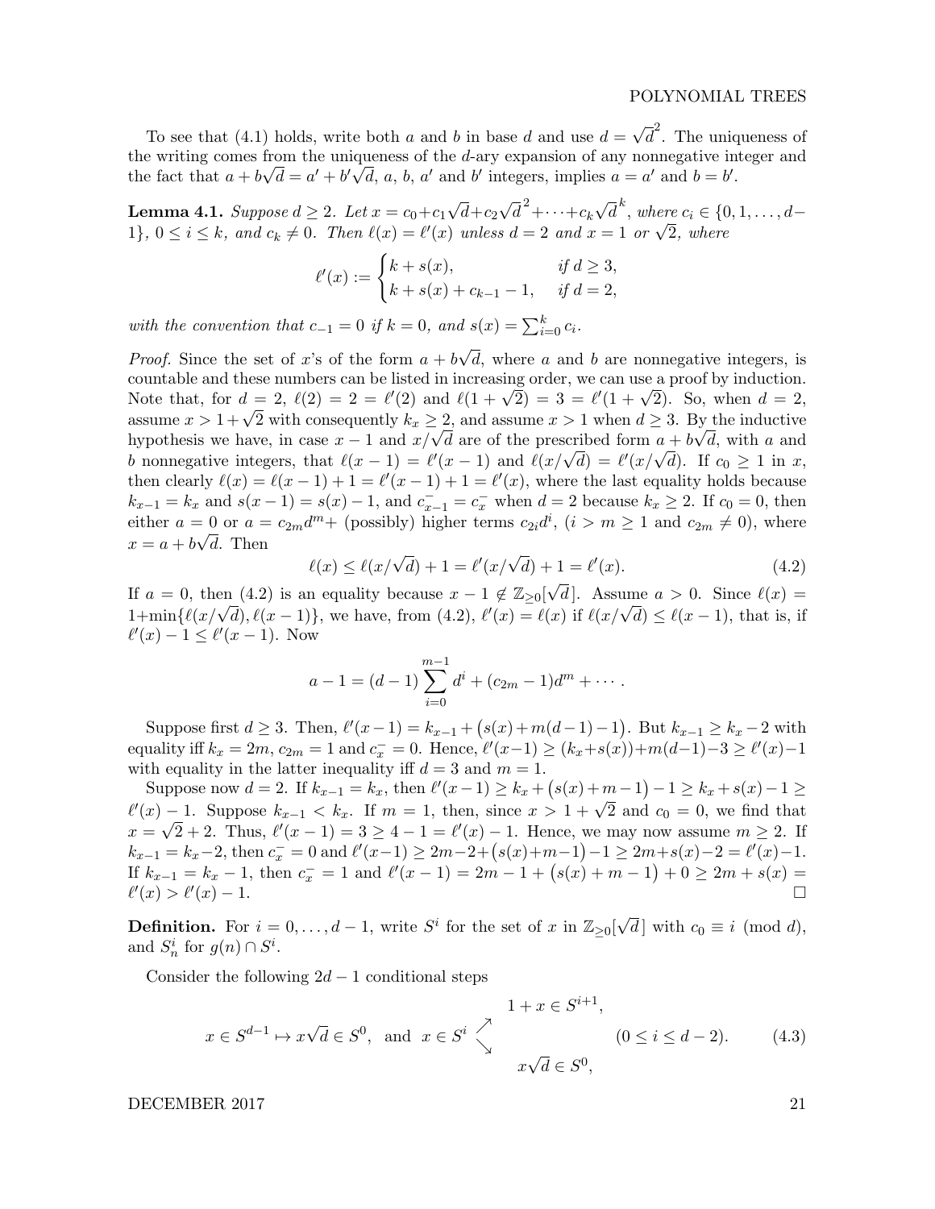To see that (4.1) holds, write both $a$ and $b$ in base $d$ and use $d = \sqrt{d}^2$. The uniqueness of the writing comes from the uniqueness of the $d$-ary expansion of any nonnegative integer and the fact that $a + b\sqrt{d} = a' + b'\sqrt{d}$, $a$, $b$, $a'$ and $b'$ integers, implies $a = a'$ and $b = b'$.

**Lemma 4.1.** *Suppose $d \geq 2$. Let $x = c_0 + c_1\sqrt{d} + c_2\sqrt{d}^2 + \cdots + c_k\sqrt{d}^k$, where $c_i \in \{0, 1, \ldots, d-1\}$, $0 \leq i \leq k$, and $c_k \neq 0$. Then $\ell(x) = \ell'(x)$ unless $d = 2$ and $x = 1$ or $\sqrt{2}$, where*

$$\ell'(x) := \begin{cases} k + s(x), & \text{if } d \geq 3, \\ k + s(x) + c_{k-1} - 1, & \text{if } d = 2, \end{cases}$$

*with the convention that $c_{-1} = 0$ if $k = 0$, and $s(x) = \sum_{i=0}^{k} c_i$.*

*Proof.* Since the set of $x$'s of the form $a + b\sqrt{d}$, where $a$ and $b$ are nonnegative integers, is countable and these numbers can be listed in increasing order, we can use a proof by induction. Note that, for $d = 2$, $\ell(2) = 2 = \ell'(2)$ and $\ell(1+\sqrt{2}) = 3 = \ell'(1+\sqrt{2})$. So, when $d = 2$, assume $x > 1+\sqrt{2}$ with consequently $k_x \geq 2$, and assume $x > 1$ when $d \geq 3$. By the inductive hypothesis we have, in case $x-1$ and $x/\sqrt{d}$ are of the prescribed form $a + b\sqrt{d}$, with $a$ and $b$ nonnegative integers, that $\ell(x-1) = \ell'(x-1)$ and $\ell(x/\sqrt{d}) = \ell'(x/\sqrt{d})$. If $c_0 \geq 1$ in $x$, then clearly $\ell(x) = \ell(x-1) + 1 = \ell'(x-1) + 1 = \ell'(x)$, where the last equality holds because $k_{x-1} = k_x$ and $s(x-1) = s(x) - 1$, and $c^-_{x-1} = c^-_x$ when $d = 2$ because $k_x \geq 2$. If $c_0 = 0$, then either $a = 0$ or $a = c_{2m}d^m+$ (possibly) higher terms $c_{2i}d^i$, ($i > m \geq 1$ and $c_{2m} \neq 0$), where $x = a + b\sqrt{d}$. Then

$$\ell(x) \leq \ell(x/\sqrt{d}) + 1 = \ell'(x/\sqrt{d}) + 1 = \ell'(x). \tag{4.2}$$

If $a = 0$, then (4.2) is an equality because $x - 1 \notin \mathbb{Z}_{\geq 0}[\sqrt{d}\,]$. Assume $a > 0$. Since $\ell(x) = 1+\min\{\ell(x/\sqrt{d}), \ell(x-1)\}$, we have, from (4.2), $\ell'(x) = \ell(x)$ if $\ell(x/\sqrt{d}) \leq \ell(x-1)$, that is, if $\ell'(x) - 1 \leq \ell'(x-1)$. Now

$$a - 1 = (d-1)\sum_{i=0}^{m-1} d^i + (c_{2m} - 1)d^m + \cdots.$$

Suppose first $d \geq 3$. Then, $\ell'(x-1) = k_{x-1} + \big(s(x) + m(d-1) - 1\big)$. But $k_{x-1} \geq k_x - 2$ with equality iff $k_x = 2m$, $c_{2m} = 1$ and $c^-_x = 0$. Hence, $\ell'(x-1) \geq (k_x + s(x)) + m(d-1) - 3 \geq \ell'(x) - 1$ with equality in the latter inequality iff $d = 3$ and $m = 1$.

Suppose now $d = 2$. If $k_{x-1} = k_x$, then $\ell'(x-1) \geq k_x + \big(s(x) + m - 1\big) - 1 \geq k_x + s(x) - 1 \geq \ell'(x) - 1$. Suppose $k_{x-1} < k_x$. If $m = 1$, then, since $x > 1 + \sqrt{2}$ and $c_0 = 0$, we find that $x = \sqrt{2} + 2$. Thus, $\ell'(x-1) = 3 \geq 4 - 1 = \ell'(x) - 1$. Hence, we may now assume $m \geq 2$. If $k_{x-1} = k_x - 2$, then $c^-_x = 0$ and $\ell'(x-1) \geq 2m - 2 + \big(s(x) + m - 1\big) - 1 \geq 2m + s(x) - 2 = \ell'(x) - 1$. If $k_{x-1} = k_x - 1$, then $c^-_x = 1$ and $\ell'(x-1) = 2m - 1 + \big(s(x) + m - 1\big) + 0 \geq 2m + s(x) = \ell'(x) > \ell'(x) - 1$. □

**Definition.** For $i = 0, \ldots, d-1$, write $S^i$ for the set of $x$ in $\mathbb{Z}_{\geq 0}[\sqrt{d}\,]$ with $c_0 \equiv i \pmod{d}$, and $S^i_n$ for $g(n) \cap S^i$.

Consider the following $2d - 1$ conditional steps

$$x \in S^{d-1} \mapsto x\sqrt{d} \in S^0, \quad \text{and} \quad x \in S^i \begin{array}{l} \nearrow \; 1 + x \in S^{i+1}, \\ \searrow \; x\sqrt{d} \in S^0, \end{array} \qquad (0 \leq i \leq d-2). \tag{4.3}$$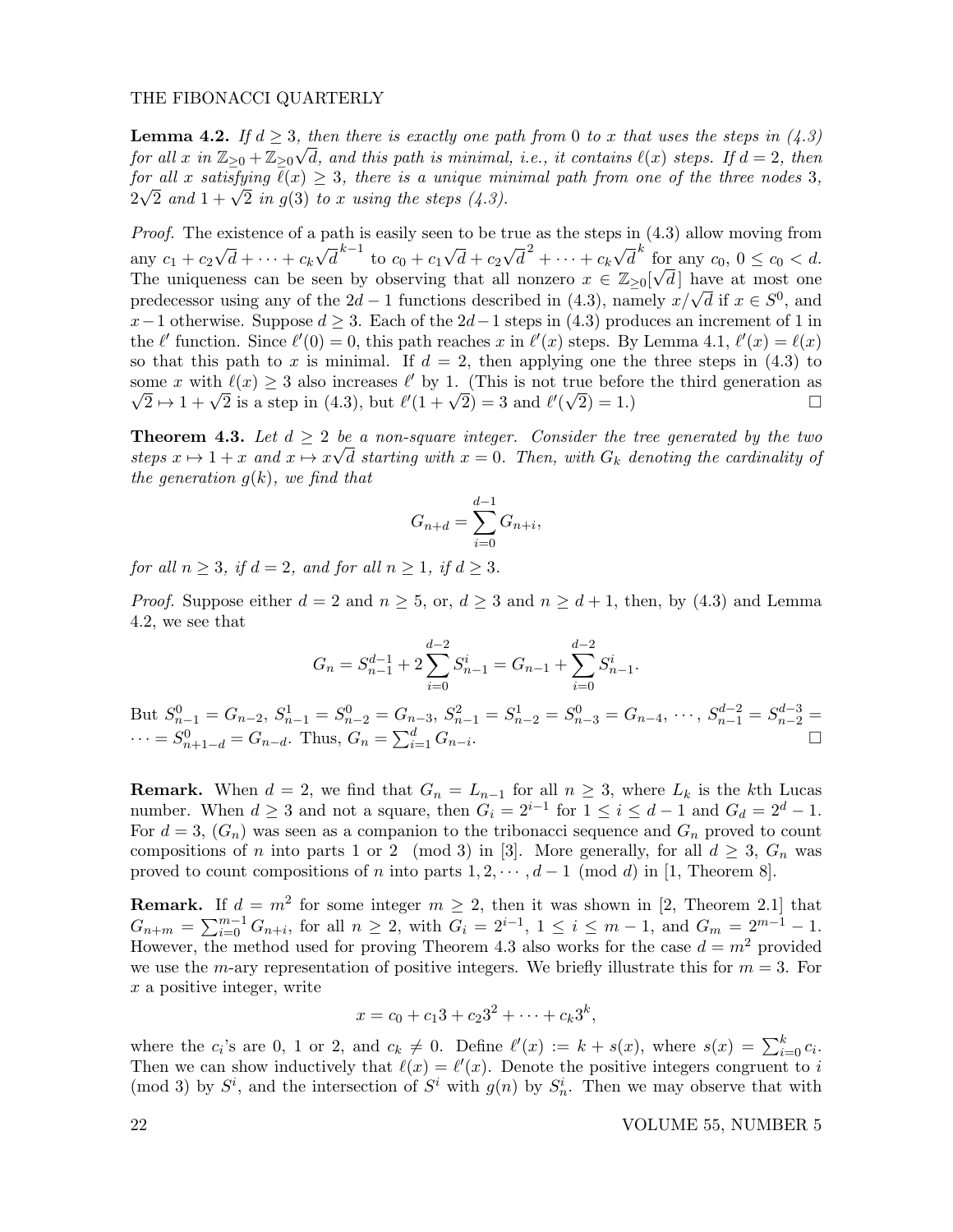**Lemma 4.2.** *If $d \geq 3$, then there is exactly one path from 0 to $x$ that uses the steps in (4.3) for all $x$ in $\mathbb{Z}_{\geq 0} + \mathbb{Z}_{\geq 0}\sqrt{d}$, and this path is minimal, i.e., it contains $\ell(x)$ steps. If $d = 2$, then for all $x$ satisfying $\ell(x) \geq 3$, there is a unique minimal path from one of the three nodes 3, $2\sqrt{2}$ and $1 + \sqrt{2}$ in $g(3)$ to $x$ using the steps (4.3).*

*Proof.* The existence of a path is easily seen to be true as the steps in (4.3) allow moving from any $c_1 + c_2\sqrt{d} + \cdots + c_k\sqrt{d}^{k-1}$ to $c_0 + c_1\sqrt{d} + c_2\sqrt{d}^2 + \cdots + c_k\sqrt{d}^k$ for any $c_0$, $0 \leq c_0 < d$. The uniqueness can be seen by observing that all nonzero $x \in \mathbb{Z}_{\geq 0}[\sqrt{d}]$ have at most one predecessor using any of the $2d-1$ functions described in (4.3), namely $x/\sqrt{d}$ if $x \in S^0$, and $x-1$ otherwise. Suppose $d \geq 3$. Each of the $2d-1$ steps in (4.3) produces an increment of 1 in the $\ell'$ function. Since $\ell'(0) = 0$, this path reaches $x$ in $\ell'(x)$ steps. By Lemma 4.1, $\ell'(x) = \ell(x)$ so that this path to $x$ is minimal. If $d = 2$, then applying one the three steps in (4.3) to some $x$ with $\ell(x) \geq 3$ also increases $\ell'$ by 1. (This is not true before the third generation as $\sqrt{2} \mapsto 1 + \sqrt{2}$ is a step in (4.3), but $\ell'(1 + \sqrt{2}) = 3$ and $\ell'(\sqrt{2}) = 1$.) □

**Theorem 4.3.** *Let $d \geq 2$ be a non-square integer. Consider the tree generated by the two steps $x \mapsto 1 + x$ and $x \mapsto x\sqrt{d}$ starting with $x = 0$. Then, with $G_k$ denoting the cardinality of the generation $g(k)$, we find that*

$$G_{n+d} = \sum_{i=0}^{d-1} G_{n+i},$$

*for all $n \geq 3$, if $d = 2$, and for all $n \geq 1$, if $d \geq 3$.*

*Proof.* Suppose either $d = 2$ and $n \geq 5$, or, $d \geq 3$ and $n \geq d + 1$, then, by (4.3) and Lemma 4.2, we see that

$$G_n = S_{n-1}^{d-1} + 2\sum_{i=0}^{d-2} S_{n-1}^i = G_{n-1} + \sum_{i=0}^{d-2} S_{n-1}^i.$$

But $S_{n-1}^0 = G_{n-2}$, $S_{n-1}^1 = S_{n-2}^0 = G_{n-3}$, $S_{n-1}^2 = S_{n-2}^1 = S_{n-3}^0 = G_{n-4}$, $\cdots$, $S_{n-1}^{d-2} = S_{n-2}^{d-3} = \cdots = S_{n+1-d}^0 = G_{n-d}$. Thus, $G_n = \sum_{i=1}^d G_{n-i}$. □

**Remark.** When $d = 2$, we find that $G_n = L_{n-1}$ for all $n \geq 3$, where $L_k$ is the $k$th Lucas number. When $d \geq 3$ and not a square, then $G_i = 2^{i-1}$ for $1 \leq i \leq d-1$ and $G_d = 2^d - 1$. For $d = 3$, $(G_n)$ was seen as a companion to the tribonacci sequence and $G_n$ proved to count compositions of $n$ into parts 1 or 2 $\pmod 3$ in [3]. More generally, for all $d \geq 3$, $G_n$ was proved to count compositions of $n$ into parts $1, 2, \cdots, d-1 \pmod d$ in [1, Theorem 8].

**Remark.** If $d = m^2$ for some integer $m \geq 2$, then it was shown in [2, Theorem 2.1] that $G_{n+m} = \sum_{i=0}^{m-1} G_{n+i}$, for all $n \geq 2$, with $G_i = 2^{i-1}$, $1 \leq i \leq m-1$, and $G_m = 2^{m-1} - 1$. However, the method used for proving Theorem 4.3 also works for the case $d = m^2$ provided we use the $m$-ary representation of positive integers. We briefly illustrate this for $m = 3$. For $x$ a positive integer, write

$$x = c_0 + c_1 3 + c_2 3^2 + \cdots + c_k 3^k,$$

where the $c_i$'s are 0, 1 or 2, and $c_k \neq 0$. Define $\ell'(x) := k + s(x)$, where $s(x) = \sum_{i=0}^k c_i$. Then we can show inductively that $\ell(x) = \ell'(x)$. Denote the positive integers congruent to $i \pmod 3$ by $S^i$, and the intersection of $S^i$ with $g(n)$ by $S_n^i$. Then we may observe that with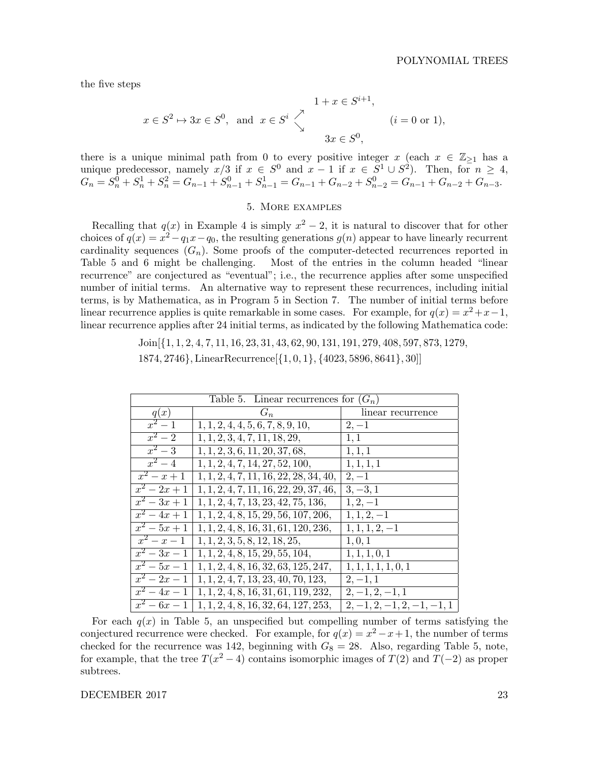the five steps

$$x \in S^2 \mapsto 3x \in S^0, \quad \text{and} \quad x \in S^i \begin{array}{l} \nearrow \quad 1 + x \in S^{i+1}, \\ \\ \searrow \quad 3x \in S^0, \end{array} \qquad (i = 0 \text{ or } 1),$$

there is a unique minimal path from 0 to every positive integer $x$ (each $x \in \mathbb{Z}_{\geq 1}$ has a unique predecessor, namely $x/3$ if $x \in S^0$ and $x - 1$ if $x \in S^1 \cup S^2$). Then, for $n \geq 4$, $G_n = S_n^0 + S_n^1 + S_n^2 = G_{n-1} + S_{n-1}^0 + S_{n-1}^1 = G_{n-1} + G_{n-2} + S_{n-2}^0 = G_{n-1} + G_{n-2} + G_{n-3}$.

## 5. More examples

Recalling that $q(x)$ in Example 4 is simply $x^2 - 2$, it is natural to discover that for other choices of $q(x) = x^2 - q_1 x - q_0$, the resulting generations $g(n)$ appear to have linearly recurrent cardinality sequences $(G_n)$. Some proofs of the computer-detected recurrences reported in Table 5 and 6 might be challenging. Most of the entries in the column headed "linear recurrence" are conjectured as "eventual"; i.e., the recurrence applies after some unspecified number of initial terms. An alternative way to represent these recurrences, including initial terms, is by Mathematica, as in Program 5 in Section 7. The number of initial terms before linear recurrence applies is quite remarkable in some cases. For example, for $q(x) = x^2 + x - 1$, linear recurrence applies after 24 initial terms, as indicated by the following Mathematica code:

Join[{1, 1, 2, 4, 7, 11, 16, 23, 31, 43, 62, 90, 131, 191, 279, 408, 597, 873, 1279, 1874, 2746}, LinearRecurrence[{1, 0, 1}, {4023, 5896, 8641}, 30]]

Table 5. Linear recurrences for $(G_n)$

| $q(x)$ | $G_n$ | linear recurrence |
|---|---|---|
| $x^2 - 1$ | $1, 1, 2, 4, 4, 5, 6, 7, 8, 9, 10,$ | $2, -1$ |
| $x^2 - 2$ | $1, 1, 2, 3, 4, 7, 11, 18, 29,$ | $1, 1$ |
| $x^2 - 3$ | $1, 1, 2, 3, 6, 11, 20, 37, 68,$ | $1, 1, 1$ |
| $x^2 - 4$ | $1, 1, 2, 4, 7, 14, 27, 52, 100,$ | $1, 1, 1, 1$ |
| $x^2 - x + 1$ | $1, 1, 2, 4, 7, 11, 16, 22, 28, 34, 40,$ | $2, -1$ |
| $x^2 - 2x + 1$ | $1, 1, 2, 4, 7, 11, 16, 22, 29, 37, 46,$ | $3, -3, 1$ |
| $x^2 - 3x + 1$ | $1, 1, 2, 4, 7, 13, 23, 42, 75, 136,$ | $1, 2, -1$ |
| $x^2 - 4x + 1$ | $1, 1, 2, 4, 8, 15, 29, 56, 107, 206,$ | $1, 1, 2, -1$ |
| $x^2 - 5x + 1$ | $1, 1, 2, 4, 8, 16, 31, 61, 120, 236,$ | $1, 1, 1, 2, -1$ |
| $x^2 - x - 1$ | $1, 1, 2, 3, 5, 8, 12, 18, 25,$ | $1, 0, 1$ |
| $x^2 - 3x - 1$ | $1, 1, 2, 4, 8, 15, 29, 55, 104,$ | $1, 1, 1, 0, 1$ |
| $x^2 - 5x - 1$ | $1, 1, 2, 4, 8, 16, 32, 63, 125, 247,$ | $1, 1, 1, 1, 1, 0, 1$ |
| $x^2 - 2x - 1$ | $1, 1, 2, 4, 7, 13, 23, 40, 70, 123,$ | $2, -1, 1$ |
| $x^2 - 4x - 1$ | $1, 1, 2, 4, 8, 16, 31, 61, 119, 232,$ | $2, -1, 2, -1, 1$ |
| $x^2 - 6x - 1$ | $1, 1, 2, 4, 8, 16, 32, 64, 127, 253,$ | $2, -1, 2, -1, 2, -1, -1, 1$ |

For each $q(x)$ in Table 5, an unspecified but compelling number of terms satisfying the conjectured recurrence were checked. For example, for $q(x) = x^2 - x + 1$, the number of terms checked for the recurrence was 142, beginning with $G_8 = 28$. Also, regarding Table 5, note, for example, that the tree $T(x^2 - 4)$ contains isomorphic images of $T(2)$ and $T(-2)$ as proper subtrees.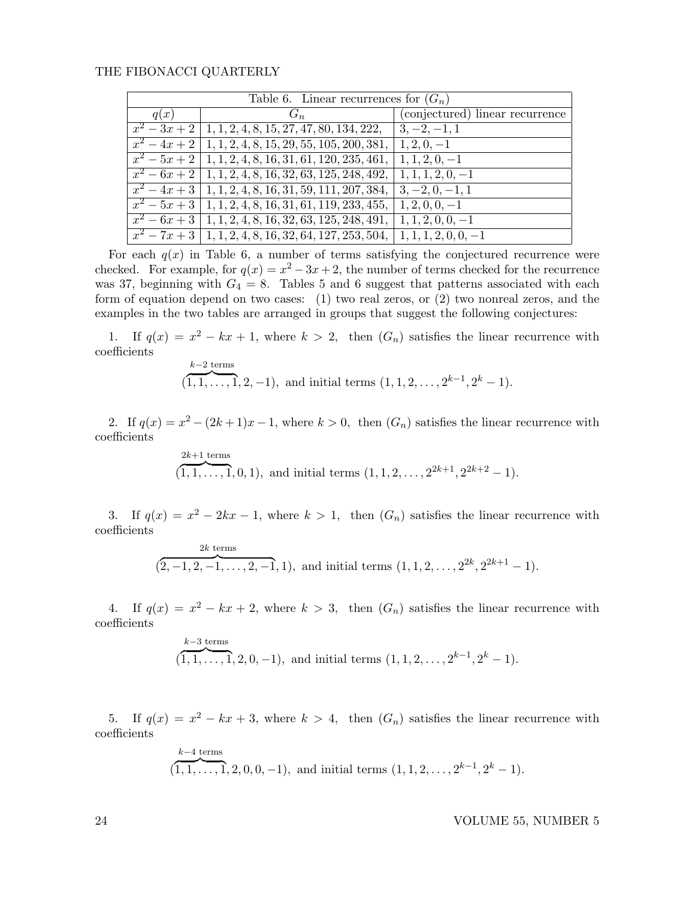| Table 6. Linear recurrences for $(G_n)$ | | |
|---|---|---|
| $q(x)$ | $G_n$ | (conjectured) linear recurrence |
| $x^2 - 3x + 2$ | $1, 1, 2, 4, 8, 15, 27, 47, 80, 134, 222,$ | $3, -2, -1, 1$ |
| $x^2 - 4x + 2$ | $1, 1, 2, 4, 8, 15, 29, 55, 105, 200, 381,$ | $1, 2, 0, -1$ |
| $x^2 - 5x + 2$ | $1, 1, 2, 4, 8, 16, 31, 61, 120, 235, 461,$ | $1, 1, 2, 0, -1$ |
| $x^2 - 6x + 2$ | $1, 1, 2, 4, 8, 16, 32, 63, 125, 248, 492,$ | $1, 1, 1, 2, 0, -1$ |
| $x^2 - 4x + 3$ | $1, 1, 2, 4, 8, 16, 31, 59, 111, 207, 384,$ | $3, -2, 0, -1, 1$ |
| $x^2 - 5x + 3$ | $1, 1, 2, 4, 8, 16, 31, 61, 119, 233, 455,$ | $1, 2, 0, 0, -1$ |
| $x^2 - 6x + 3$ | $1, 1, 2, 4, 8, 16, 32, 63, 125, 248, 491,$ | $1, 1, 2, 0, 0, -1$ |
| $x^2 - 7x + 3$ | $1, 1, 2, 4, 8, 16, 32, 64, 127, 253, 504,$ | $1, 1, 1, 2, 0, 0, -1$ |

For each $q(x)$ in Table 6, a number of terms satisfying the conjectured recurrence were checked. For example, for $q(x) = x^2 - 3x + 2$, the number of terms checked for the recurrence was 37, beginning with $G_4 = 8$. Tables 5 and 6 suggest that patterns associated with each form of equation depend on two cases: (1) two real zeros, or (2) two nonreal zeros, and the examples in the two tables are arranged in groups that suggest the following conjectures:

1. If $q(x) = x^2 - kx + 1$, where $k > 2$, then $(G_n)$ satisfies the linear recurrence with coefficients

$$(\overbrace{1, 1, \ldots, 1}^{k-2 \text{ terms}}, 2, -1), \text{ and initial terms } (1, 1, 2, \ldots, 2^{k-1}, 2^k - 1).$$

2. If $q(x) = x^2 - (2k+1)x - 1$, where $k > 0$, then $(G_n)$ satisfies the linear recurrence with coefficients

$$(\overbrace{1, 1, \ldots, 1}^{2k+1 \text{ terms}}, 0, 1), \text{ and initial terms } (1, 1, 2, \ldots, 2^{2k+1}, 2^{2k+2} - 1).$$

3. If $q(x) = x^2 - 2kx - 1$, where $k > 1$, then $(G_n)$ satisfies the linear recurrence with coefficients

$$(\overbrace{2, -1, 2, -1, \ldots, 2, -1}^{2k \text{ terms}}, 1), \text{ and initial terms } (1, 1, 2, \ldots, 2^{2k}, 2^{2k+1} - 1).$$

4. If $q(x) = x^2 - kx + 2$, where $k > 3$, then $(G_n)$ satisfies the linear recurrence with coefficients

$$(\overbrace{1, 1, \ldots, 1}^{k-3 \text{ terms}}, 2, 0, -1), \text{ and initial terms } (1, 1, 2, \ldots, 2^{k-1}, 2^k - 1).$$

5. If $q(x) = x^2 - kx + 3$, where $k > 4$, then $(G_n)$ satisfies the linear recurrence with coefficients

$$(\overbrace{1, 1, \ldots, 1}^{k-4 \text{ terms}}, 2, 0, 0, -1), \text{ and initial terms } (1, 1, 2, \ldots, 2^{k-1}, 2^k - 1).$$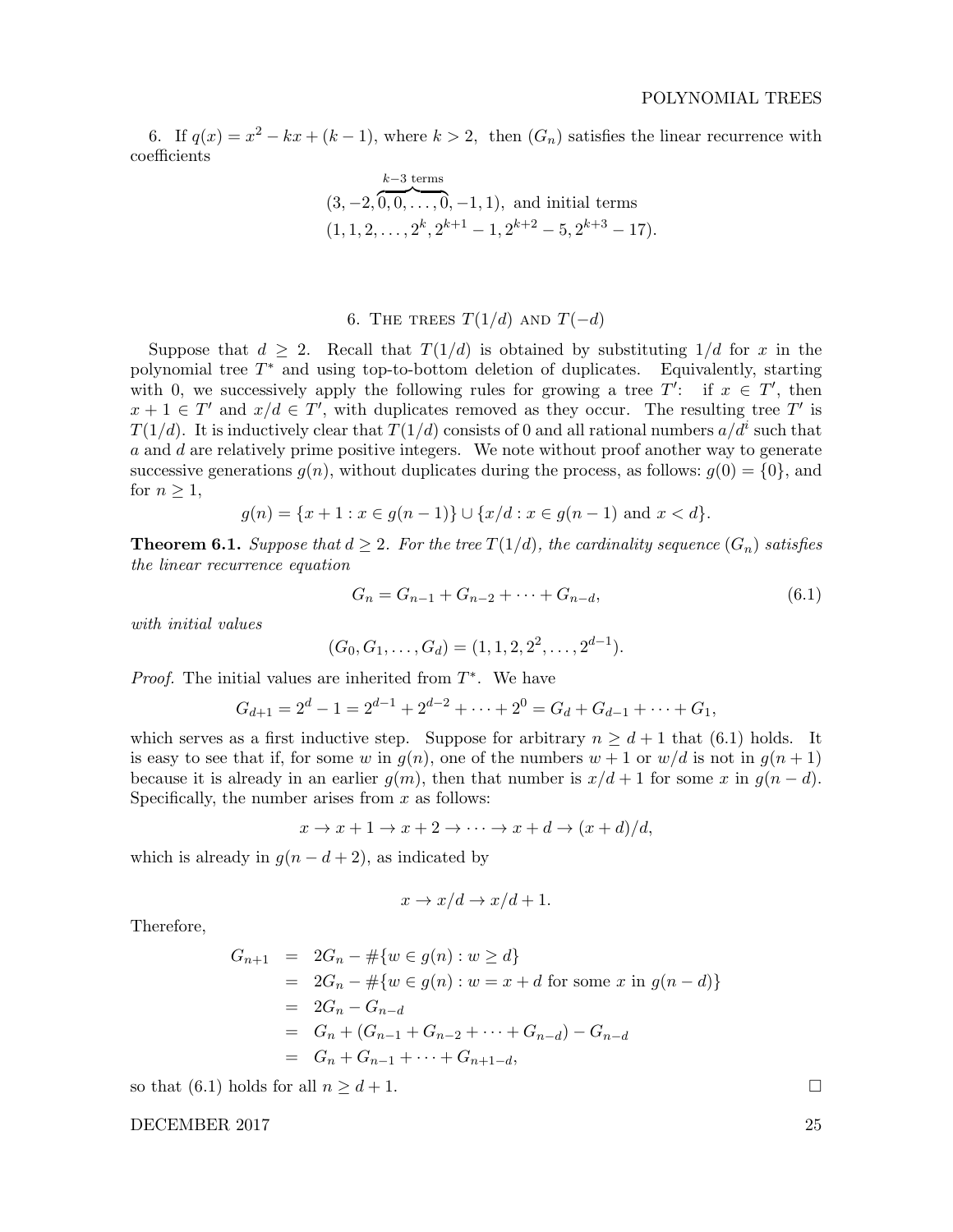6. If $q(x) = x^2 - kx + (k-1)$, where $k > 2$, then $(G_n)$ satisfies the linear recurrence with coefficients

$$(3, -2, \overbrace{0, 0, \ldots, 0}^{k-3 \text{ terms}}, -1, 1), \text{ and initial terms}$$
$$(1, 1, 2, \ldots, 2^k, 2^{k+1} - 1, 2^{k+2} - 5, 2^{k+3} - 17).$$

## 6. The trees $T(1/d)$ and $T(-d)$

Suppose that $d \geq 2$. Recall that $T(1/d)$ is obtained by substituting $1/d$ for $x$ in the polynomial tree $T^*$ and using top-to-bottom deletion of duplicates. Equivalently, starting with 0, we successively apply the following rules for growing a tree $T'$: if $x \in T'$, then $x + 1 \in T'$ and $x/d \in T'$, with duplicates removed as they occur. The resulting tree $T'$ is $T(1/d)$. It is inductively clear that $T(1/d)$ consists of 0 and all rational numbers $a/d^i$ such that $a$ and $d$ are relatively prime positive integers. We note without proof another way to generate successive generations $g(n)$, without duplicates during the process, as follows: $g(0) = \{0\}$, and for $n \geq 1$,

$$g(n) = \{x + 1 : x \in g(n-1)\} \cup \{x/d : x \in g(n-1) \text{ and } x < d\}.$$

**Theorem 6.1.** *Suppose that $d \geq 2$. For the tree $T(1/d)$, the cardinality sequence $(G_n)$ satisfies the linear recurrence equation*

$$G_n = G_{n-1} + G_{n-2} + \cdots + G_{n-d}, \tag{6.1}$$

*with initial values*

$$(G_0, G_1, \ldots, G_d) = (1, 1, 2, 2^2, \ldots, 2^{d-1}).$$

*Proof.* The initial values are inherited from $T^*$. We have

$$G_{d+1} = 2^d - 1 = 2^{d-1} + 2^{d-2} + \cdots + 2^0 = G_d + G_{d-1} + \cdots + G_1,$$

which serves as a first inductive step. Suppose for arbitrary $n \geq d + 1$ that (6.1) holds. It is easy to see that if, for some $w$ in $g(n)$, one of the numbers $w + 1$ or $w/d$ is not in $g(n+1)$ because it is already in an earlier $g(m)$, then that number is $x/d + 1$ for some $x$ in $g(n-d)$. Specifically, the number arises from $x$ as follows:

$$x \to x + 1 \to x + 2 \to \cdots \to x + d \to (x + d)/d,$$

which is already in $g(n - d + 2)$, as indicated by

$$x \to x/d \to x/d + 1.$$

Therefore,

$$\begin{aligned}
G_{n+1} &= 2G_n - \#\{w \in g(n) : w \geq d\} \\
&= 2G_n - \#\{w \in g(n) : w = x + d \text{ for some } x \text{ in } g(n-d)\} \\
&= 2G_n - G_{n-d} \\
&= G_n + (G_{n-1} + G_{n-2} + \cdots + G_{n-d}) - G_{n-d} \\
&= G_n + G_{n-1} + \cdots + G_{n+1-d},
\end{aligned}$$

so that (6.1) holds for all $n \geq d + 1$. □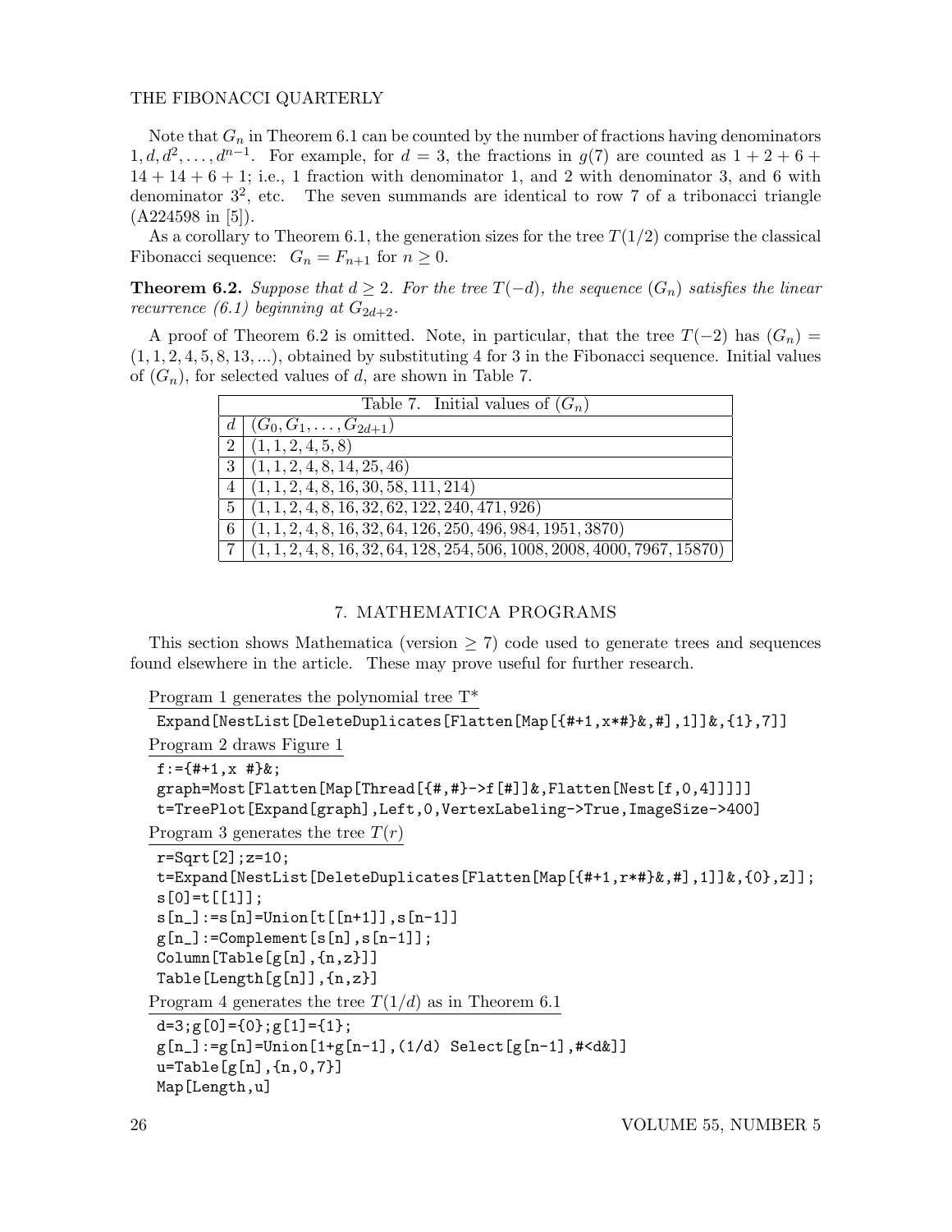Note that $G_n$ in Theorem 6.1 can be counted by the number of fractions having denominators $1, d, d^2, \ldots, d^{n-1}$. For example, for $d = 3$, the fractions in $g(7)$ are counted as $1+2+6+14+14+6+1$; i.e., 1 fraction with denominator 1, and 2 with denominator 3, and 6 with denominator $3^2$, etc. The seven summands are identical to row 7 of a tribonacci triangle (A224598 in [5]).

As a corollary to Theorem 6.1, the generation sizes for the tree $T(1/2)$ comprise the classical Fibonacci sequence: $G_n = F_{n+1}$ for $n \geq 0$.

**Theorem 6.2.** *Suppose that $d \geq 2$. For the tree $T(-d)$, the sequence $(G_n)$ satisfies the linear recurrence (6.1) beginning at $G_{2d+2}$.*

A proof of Theorem 6.2 is omitted. Note, in particular, that the tree $T(-2)$ has $(G_n) = (1, 1, 2, 4, 5, 8, 13, ...)$, obtained by substituting 4 for 3 in the Fibonacci sequence. Initial values of $(G_n)$, for selected values of $d$, are shown in Table 7.

Table 7. Initial values of $(G_n)$

| $d$ | $(G_0, G_1, \ldots, G_{2d+1})$ |
|---|---|
| 2 | $(1, 1, 2, 4, 5, 8)$ |
| 3 | $(1, 1, 2, 4, 8, 14, 25, 46)$ |
| 4 | $(1, 1, 2, 4, 8, 16, 30, 58, 111, 214)$ |
| 5 | $(1, 1, 2, 4, 8, 16, 32, 62, 122, 240, 471, 926)$ |
| 6 | $(1, 1, 2, 4, 8, 16, 32, 64, 126, 250, 496, 984, 1951, 3870)$ |
| 7 | $(1, 1, 2, 4, 8, 16, 32, 64, 128, 254, 506, 1008, 2008, 4000, 7967, 15870)$ |

## 7. Mathematica Programs

This section shows Mathematica (version $\geq 7$) code used to generate trees and sequences found elsewhere in the article. These may prove useful for further research.

Program 1 generates the polynomial tree T*

```
Expand[NestList[DeleteDuplicates[Flatten[Map[{#+1,x*#}&,#],1]]&,{1},7]]
```

Program 2 draws Figure 1

```
f:={#+1,x #}&;
graph=Most[Flatten[Map[Thread[{#,#}->f[#]]&,Flatten[Nest[f,0,4]]]]]
t=TreePlot[Expand[graph],Left,0,VertexLabeling->True,ImageSize->400]
```

Program 3 generates the tree $T(r)$

```
r=Sqrt[2];z=10;
t=Expand[NestList[DeleteDuplicates[Flatten[Map[{#+1,r*#}&,#],1]]&,{0},z]];
s[0]=t[[1]];
s[n_]:=s[n]=Union[t[[n+1]],s[n-1]]
g[n_]:=Complement[s[n],s[n-1]];
Column[Table[g[n],{n,z}]]
Table[Length[g[n]],{n,z}]
```

Program 4 generates the tree $T(1/d)$ as in Theorem 6.1

```
d=3;g[0]={0};g[1]={1};
g[n_]:=g[n]=Union[1+g[n-1],(1/d) Select[g[n-1],#<d&]]
u=Table[g[n],{n,0,7}]
Map[Length,u]
```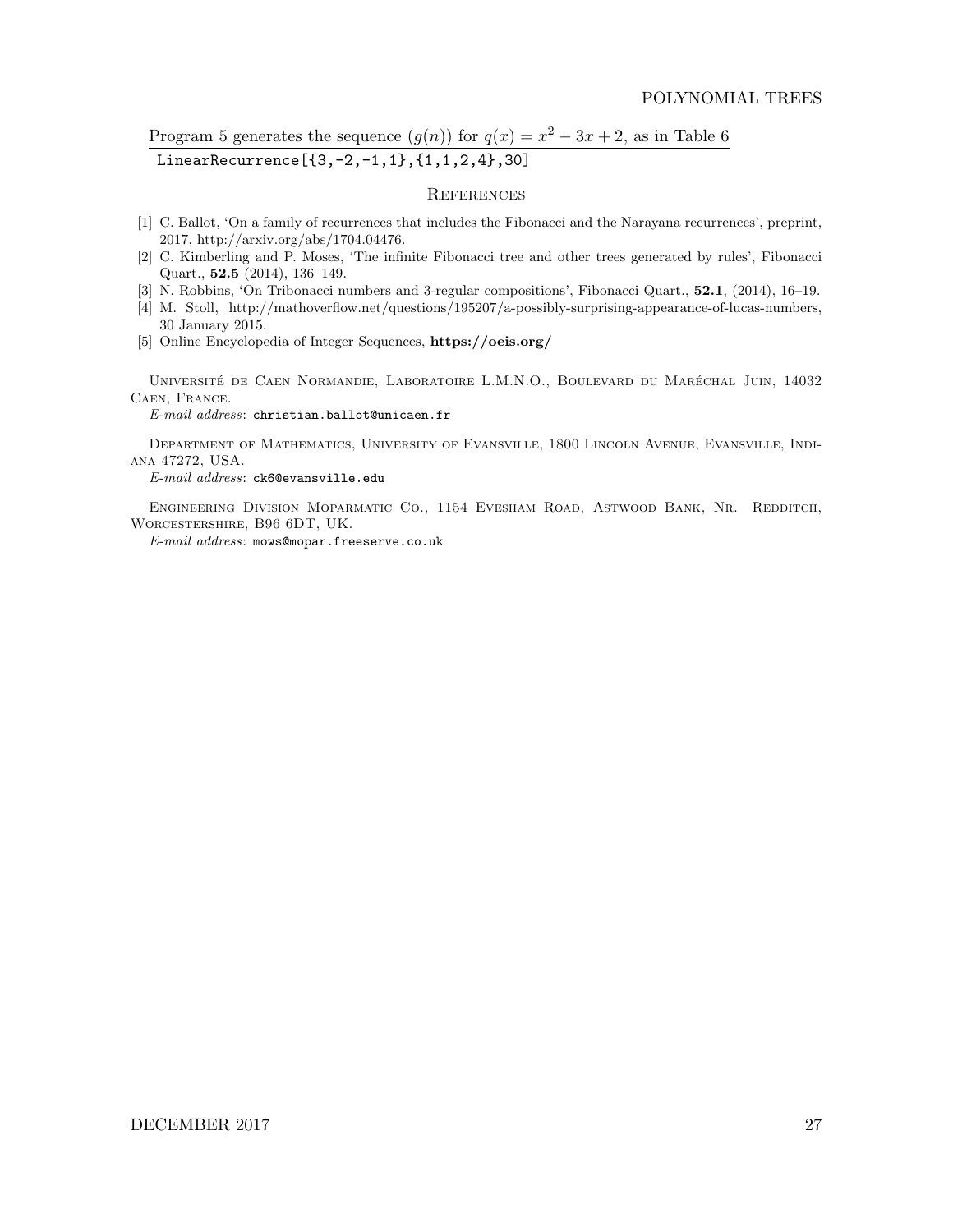Program 5 generates the sequence $(g(n))$ for $q(x) = x^2 - 3x + 2$, as in Table 6

```
LinearRecurrence[{3,-2,-1,1},{1,1,2,4},30]
```

## References

[1] C. Ballot, 'On a family of recurrences that includes the Fibonacci and the Narayana recurrences', preprint, 2017, http://arxiv.org/abs/1704.04476.

[2] C. Kimberling and P. Moses, 'The infinite Fibonacci tree and other trees generated by rules', Fibonacci Quart., **52.5** (2014), 136–149.

[3] N. Robbins, 'On Tribonacci numbers and 3-regular compositions', Fibonacci Quart., **52.1**, (2014), 16–19.

[4] M. Stoll, http://mathoverflow.net/questions/195207/a-possibly-surprising-appearance-of-lucas-numbers, 30 January 2015.

[5] Online Encyclopedia of Integer Sequences, **https://oeis.org/**

Université de Caen Normandie, Laboratoire L.M.N.O., Boulevard du Maréchal Juin, 14032 Caen, France.

*E-mail address*: `christian.ballot@unicaen.fr`

Department of Mathematics, University of Evansville, 1800 Lincoln Avenue, Evansville, Indiana 47272, USA.

*E-mail address*: `ck6@evansville.edu`

Engineering Division Moparmatic Co., 1154 Evesham Road, Astwood Bank, Nr. Redditch, Worcestershire, B96 6DT, UK.

*E-mail address*: `mows@mopar.freeserve.co.uk`